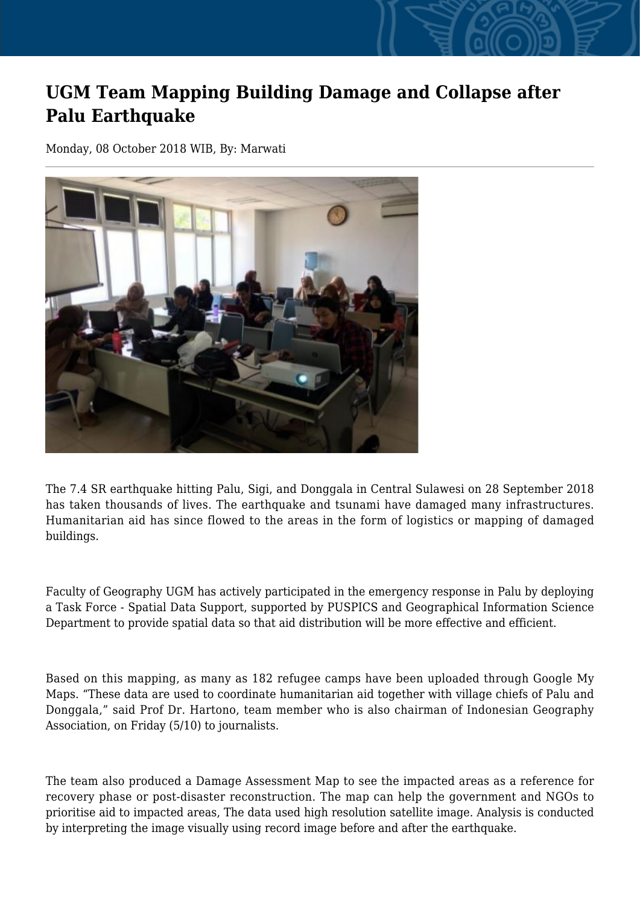# UGM Team Mapping Building Damage and Collapse after Palu Earthquake

Monday, 08 October 2018 WIB, By: Marwati

The 7.4 SR earthquake hitting Palu, Sigi, and Donggala in Central Sulawesi on 28 September 2018 has taken thousands of lives. The earthquake and tsunami have damaged many infrastructures. Humanitarian aid has since flowed to the areas in the form of logistics or mapping of damaged buildings.

Faculty of Geography UGM has actively participated in the emergency response in Palu by deploying a Task Force - Spatial Data Support, supported by PUSPICS and Geographical Information Science Department to provide spatial data so that aid distribution will be more effective and efficient.

Based on this mapping, as many as 182 refugee camps have been uploaded through Google My Maps. “These data are used to coordinate humanitarian aid together with village chiefs of Palu and Donggala,” said Prof Dr. Hartono, team member who is also chairman of Indonesian Geography Association, on Friday (5/10) to journalists.

The team also produced a Damage Assessment Map to see the impacted areas as a reference for recovery phase or post-disaster reconstruction. The map can help the government and NGOs to prioritise aid to impacted areas, The data used high resolution satellite image. Analysis is conducted by interpreting the image visually using record image before and after the earthquake.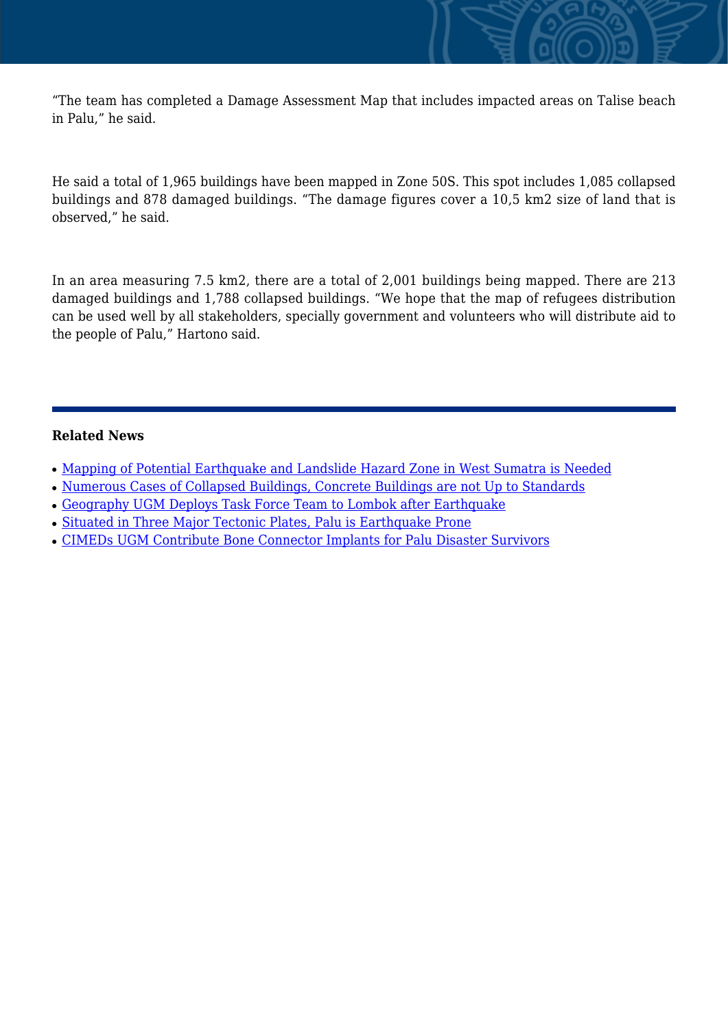"The team has completed a Damage Assessment Map that includes impacted areas on Talise beach in Palu," he said.

He said a total of 1,965 buildings have been mapped in Zone 50S. This spot includes 1,085 collapsed buildings and 878 damaged buildings. "The damage figures cover a 10,5 km2 size of land that is observed," he said.

In an area measuring 7.5 km2, there are a total of 2,001 buildings being mapped. There are 213 damaged buildings and 1,788 collapsed buildings. "We hope that the map of refugees distribution can be used well by all stakeholders, specially government and volunteers who will distribute aid to the people of Palu," Hartono said.

---

**Related News**

- Mapping of Potential Earthquake and Landslide Hazard Zone in West Sumatra is Needed
- Numerous Cases of Collapsed Buildings, Concrete Buildings are not Up to Standards
- Geography UGM Deploys Task Force Team to Lombok after Earthquake
- Situated in Three Major Tectonic Plates, Palu is Earthquake Prone
- CIMEDs UGM Contribute Bone Connector Implants for Palu Disaster Survivors